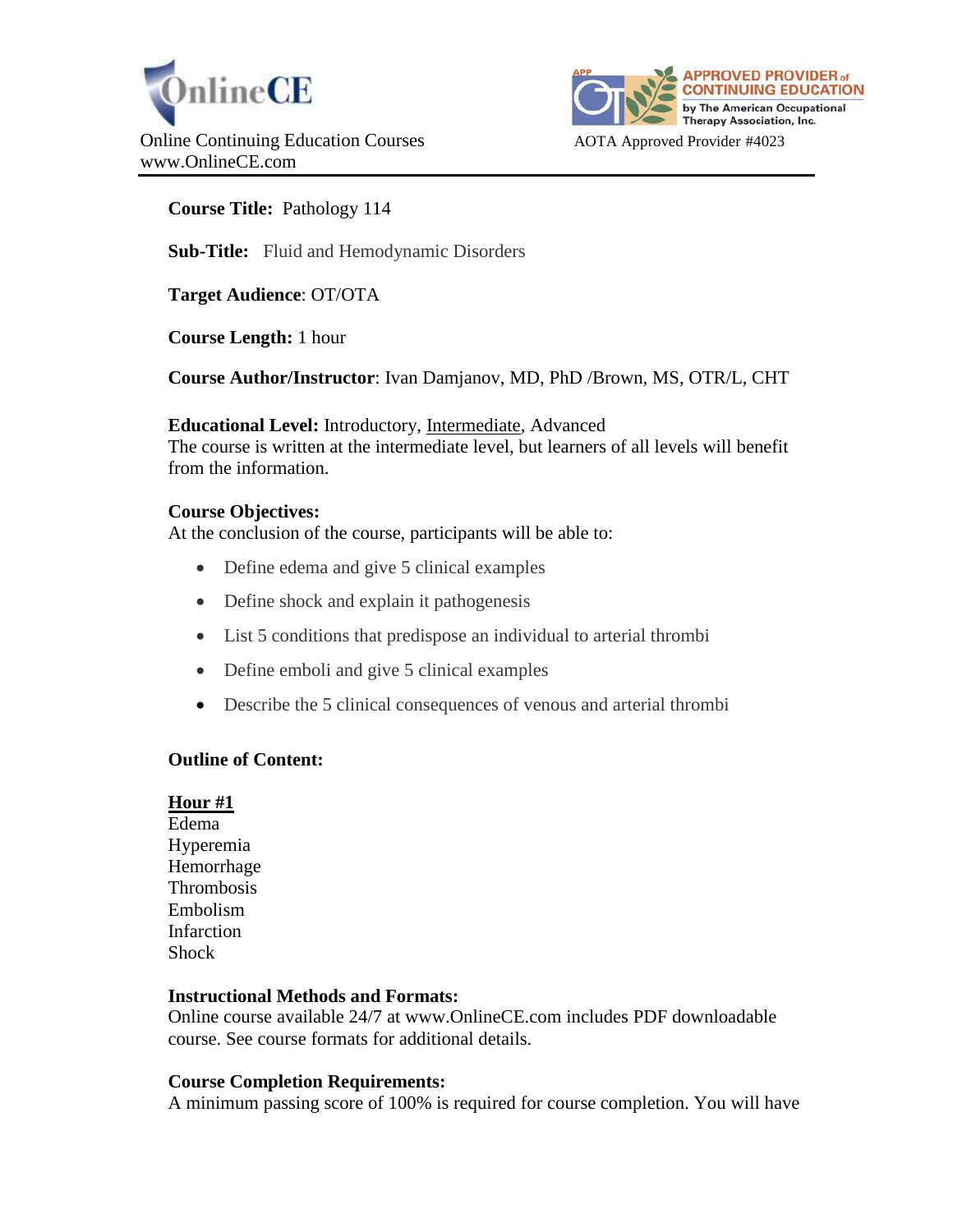OnlineCE

Online Continuing Education Courses
www.OnlineCE.com

APPROVED PROVIDER of CONTINUING EDUCATION by The American Occupational Therapy Association, Inc.

AOTA Approved Provider #4023

---

**Course Title:** Pathology 114

**Sub-Title:** Fluid and Hemodynamic Disorders

**Target Audience**: OT/OTA

**Course Length:** 1 hour

**Course Author/Instructor**: Ivan Damjanov, MD, PhD /Brown, MS, OTR/L, CHT

**Educational Level:** Introductory, Intermediate, Advanced
The course is written at the intermediate level, but learners of all levels will benefit from the information.

**Course Objectives:**
At the conclusion of the course, participants will be able to:

- Define edema and give 5 clinical examples
- Define shock and explain it pathogenesis
- List 5 conditions that predispose an individual to arterial thrombi
- Define emboli and give 5 clinical examples
- Describe the 5 clinical consequences of venous and arterial thrombi

**Outline of Content:**

**Hour #1**
Edema
Hyperemia
Hemorrhage
Thrombosis
Embolism
Infarction
Shock

**Instructional Methods and Formats:**
Online course available 24/7 at www.OnlineCE.com includes PDF downloadable course. See course formats for additional details.

**Course Completion Requirements:**
A minimum passing score of 100% is required for course completion. You will have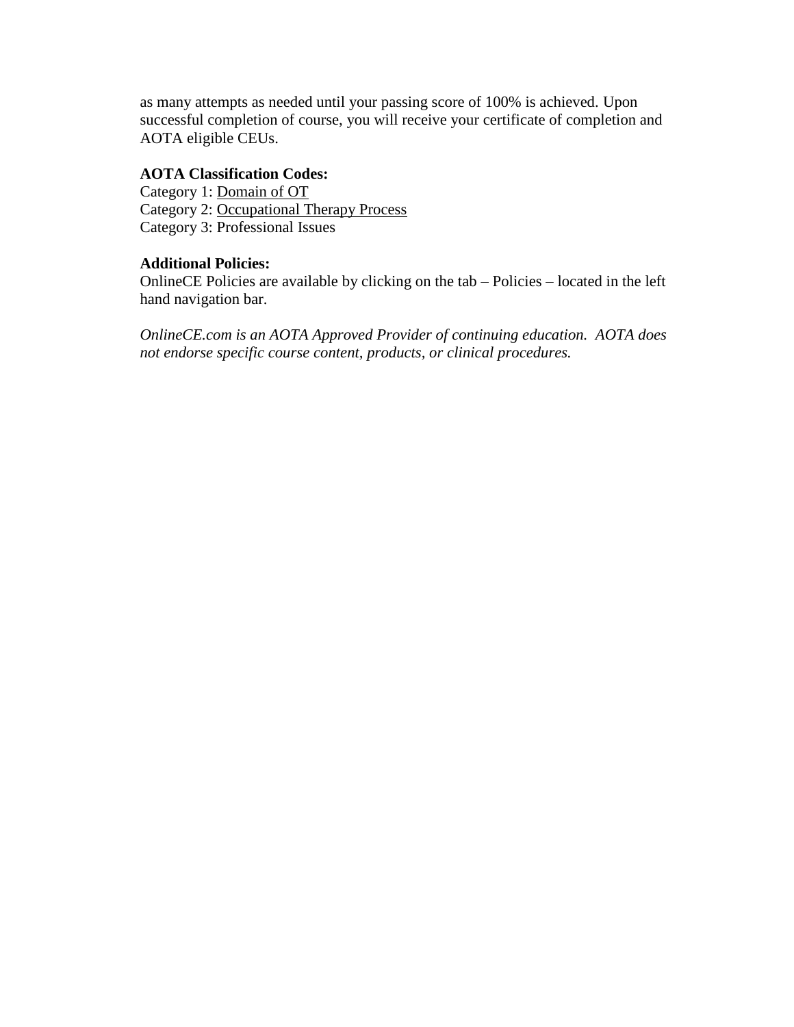as many attempts as needed until your passing score of 100% is achieved. Upon successful completion of course, you will receive your certificate of completion and AOTA eligible CEUs.

**AOTA Classification Codes:**
Category 1: Domain of OT
Category 2: Occupational Therapy Process
Category 3: Professional Issues

**Additional Policies:**
OnlineCE Policies are available by clicking on the tab – Policies – located in the left hand navigation bar.

*OnlineCE.com is an AOTA Approved Provider of continuing education. AOTA does not endorse specific course content, products, or clinical procedures.*